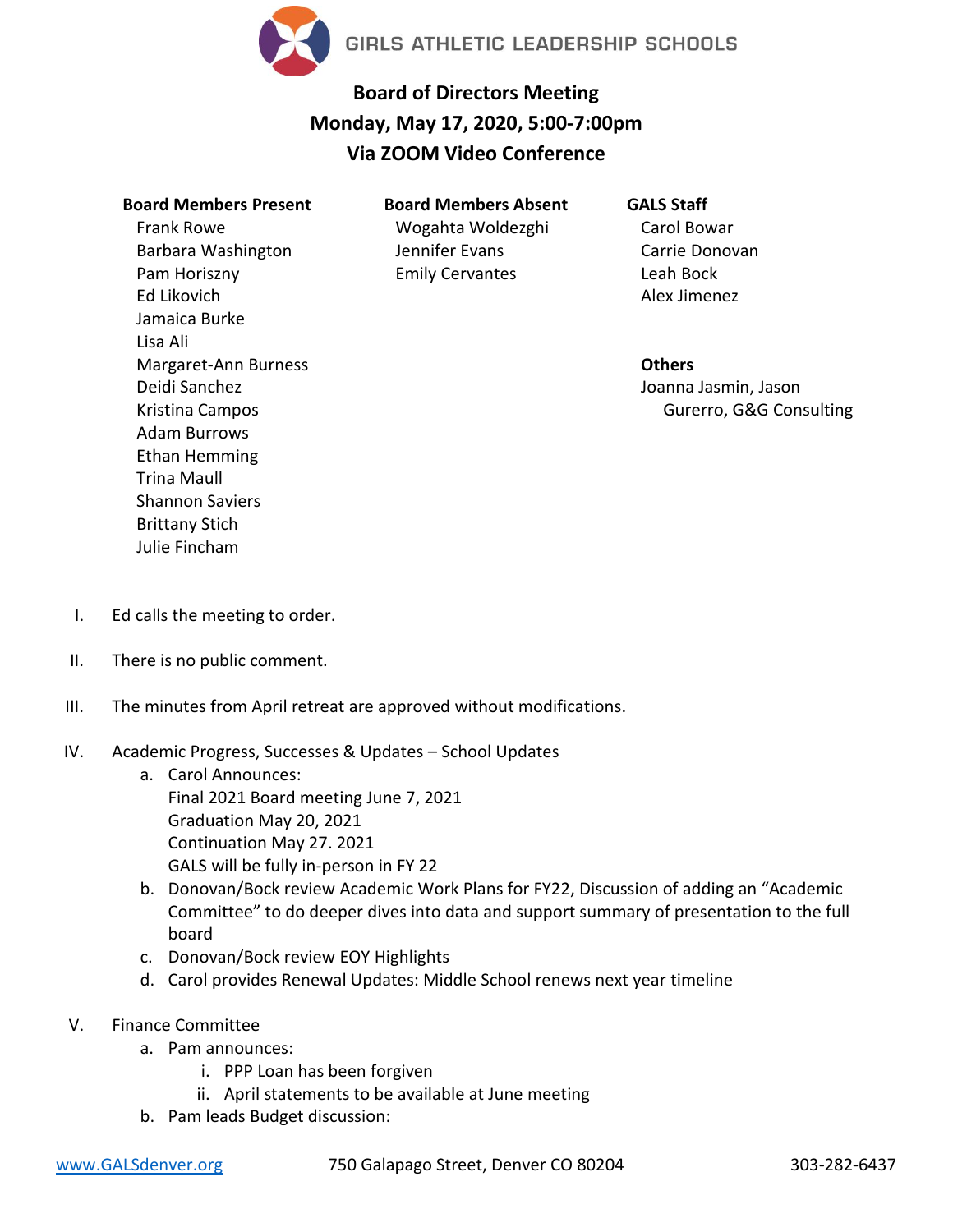GIRLS ATHLETIC LEADERSHIP SCHOOLS

# Board of Directors Meeting
## Monday, May 17, 2020, 5:00-7:00pm
## Via ZOOM Video Conference

**Board Members Present**
- Frank Rowe
- Barbara Washington
- Pam Horiszny
- Ed Likovich
- Jamaica Burke
- Lisa Ali
- Margaret-Ann Burness
- Deidi Sanchez
- Kristina Campos
- Adam Burrows
- Ethan Hemming
- Trina Maull
- Shannon Saviers
- Brittany Stich
- Julie Fincham

**Board Members Absent**
- Wogahta Woldezghi
- Jennifer Evans
- Emily Cervantes

**GALS Staff**
- Carol Bowar
- Carrie Donovan
- Leah Bock
- Alex Jimenez

**Others**
- Joanna Jasmin, Jason Gurerro, G&G Consulting

I. Ed calls the meeting to order.

II. There is no public comment.

III. The minutes from April retreat are approved without modifications.

IV. Academic Progress, Successes & Updates – School Updates
   a. Carol Announces:
      Final 2021 Board meeting June 7, 2021
      Graduation May 20, 2021
      Continuation May 27. 2021
      GALS will be fully in-person in FY 22
   b. Donovan/Bock review Academic Work Plans for FY22, Discussion of adding an "Academic Committee" to do deeper dives into data and support summary of presentation to the full board
   c. Donovan/Bock review EOY Highlights
   d. Carol provides Renewal Updates: Middle School renews next year timeline

V. Finance Committee
   a. Pam announces:
      i. PPP Loan has been forgiven
      ii. April statements to be available at June meeting
   b. Pam leads Budget discussion:

www.GALSdenver.org 750 Galapago Street, Denver CO 80204 303-282-6437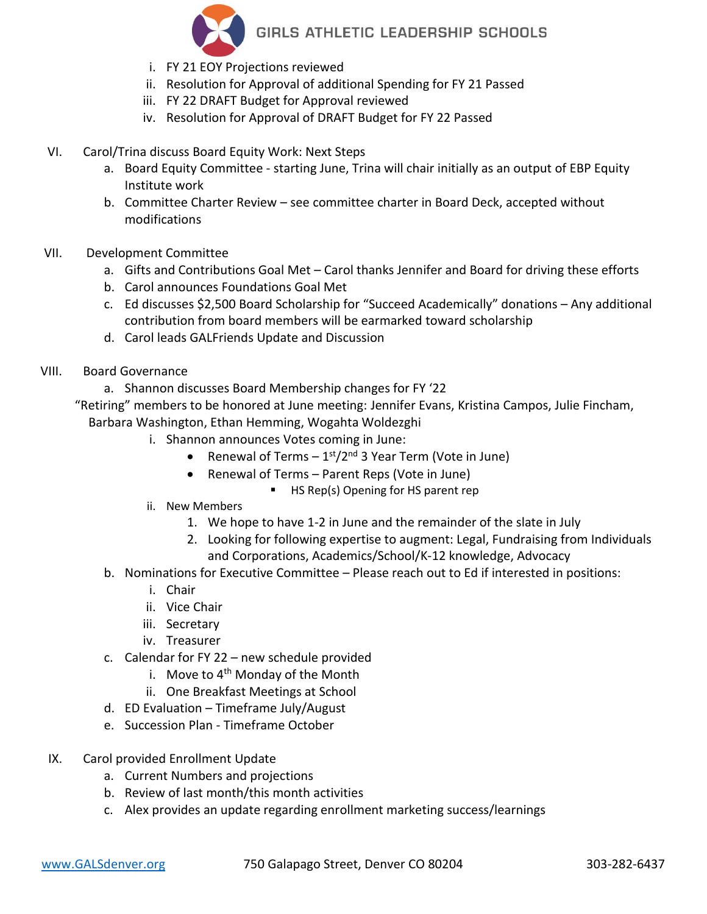i. FY 21 EOY Projections reviewed
   ii. Resolution for Approval of additional Spending for FY 21 Passed
   iii. FY 22 DRAFT Budget for Approval reviewed
   iv. Resolution for Approval of DRAFT Budget for FY 22 Passed

VI. Carol/Trina discuss Board Equity Work: Next Steps
   a. Board Equity Committee - starting June, Trina will chair initially as an output of EBP Equity Institute work
   b. Committee Charter Review – see committee charter in Board Deck, accepted without modifications

VII. Development Committee
   a. Gifts and Contributions Goal Met – Carol thanks Jennifer and Board for driving these efforts
   b. Carol announces Foundations Goal Met
   c. Ed discusses $2,500 Board Scholarship for "Succeed Academically" donations – Any additional contribution from board members will be earmarked toward scholarship
   d. Carol leads GALFriends Update and Discussion

VIII. Board Governance
   a. Shannon discusses Board Membership changes for FY '22
   "Retiring" members to be honored at June meeting: Jennifer Evans, Kristina Campos, Julie Fincham, Barbara Washington, Ethan Hemming, Wogahta Woldezghi
      i. Shannon announces Votes coming in June:
         - Renewal of Terms – 1st/2nd 3 Year Term (Vote in June)
         - Renewal of Terms – Parent Reps (Vote in June)
            - HS Rep(s) Opening for HS parent rep
      ii. New Members
         1. We hope to have 1-2 in June and the remainder of the slate in July
         2. Looking for following expertise to augment: Legal, Fundraising from Individuals and Corporations, Academics/School/K-12 knowledge, Advocacy
   b. Nominations for Executive Committee – Please reach out to Ed if interested in positions:
      i. Chair
      ii. Vice Chair
      iii. Secretary
      iv. Treasurer
   c. Calendar for FY 22 – new schedule provided
      i. Move to 4th Monday of the Month
      ii. One Breakfast Meetings at School
   d. ED Evaluation – Timeframe July/August
   e. Succession Plan - Timeframe October

IX. Carol provided Enrollment Update
   a. Current Numbers and projections
   b. Review of last month/this month activities
   c. Alex provides an update regarding enrollment marketing success/learnings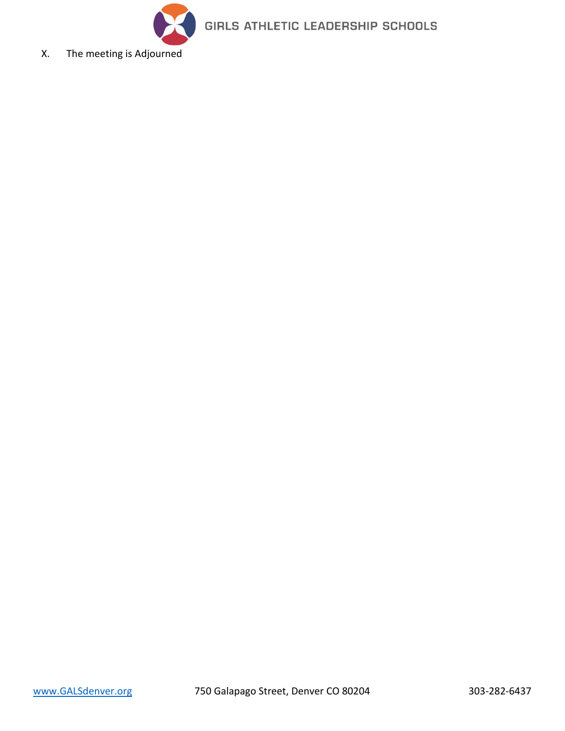X. The meeting is Adjourned